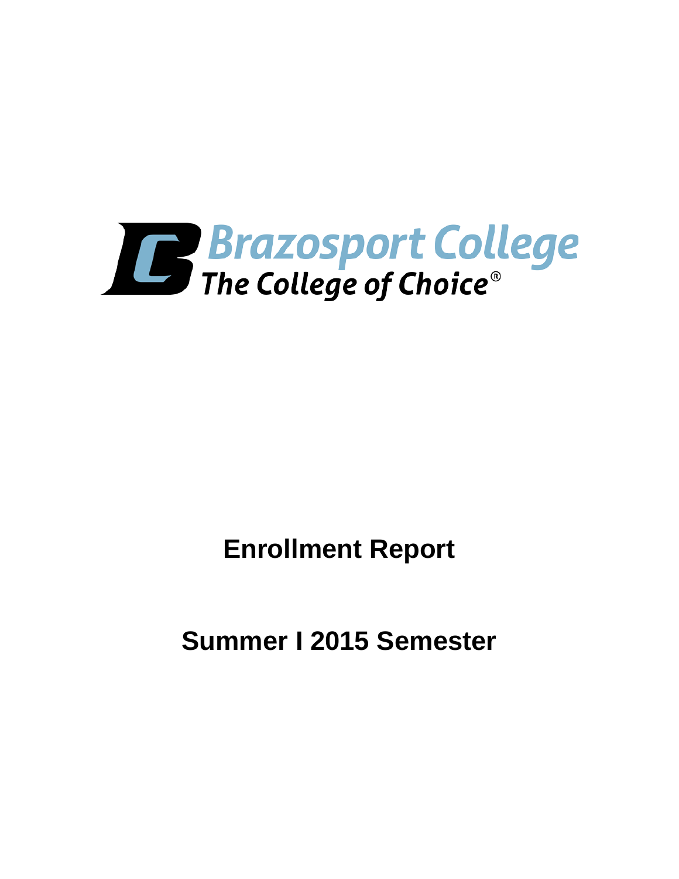Brazosport College

The College of Choice®

# Enrollment Report

## Summer I 2015 Semester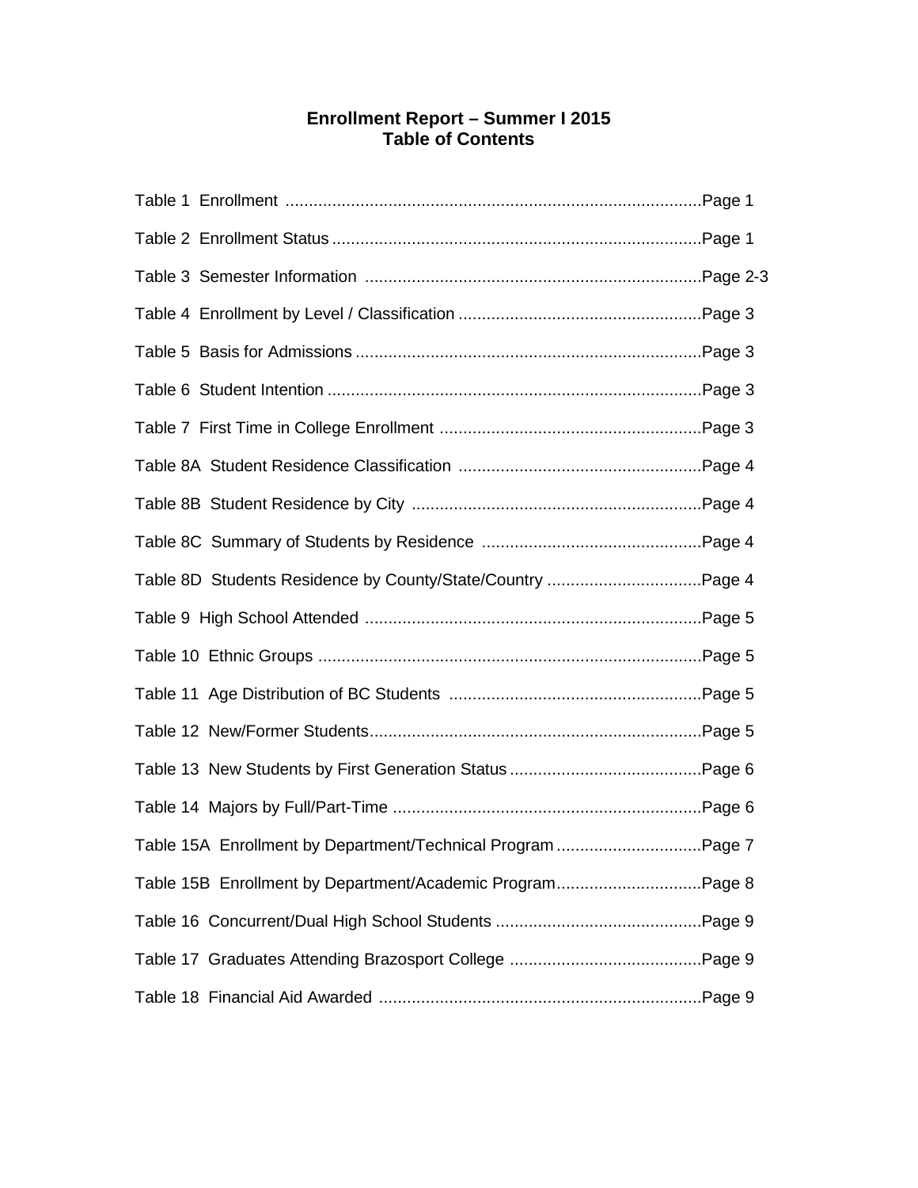# Enrollment Report – Summer I 2015
## Table of Contents

Table 1 Enrollment ........................................................................................Page 1

Table 2 Enrollment Status ..............................................................................Page 1

Table 3 Semester Information .......................................................................Page 2-3

Table 4 Enrollment by Level / Classification ...................................................Page 3

Table 5 Basis for Admissions .........................................................................Page 3

Table 6 Student Intention ...............................................................................Page 3

Table 7 First Time in College Enrollment ........................................................Page 3

Table 8A Student Residence Classification ...................................................Page 4

Table 8B Student Residence by City .............................................................Page 4

Table 8C Summary of Students by Residence ..............................................Page 4

Table 8D Students Residence by County/State/Country .................................Page 4

Table 9 High School Attended .......................................................................Page 5

Table 10 Ethnic Groups .................................................................................Page 5

Table 11 Age Distribution of BC Students .....................................................Page 5

Table 12 New/Former Students......................................................................Page 5

Table 13 New Students by First Generation Status .........................................Page 6

Table 14 Majors by Full/Part-Time .................................................................Page 6

Table 15A Enrollment by Department/Technical Program ...............................Page 7

Table 15B Enrollment by Department/Academic Program...............................Page 8

Table 16 Concurrent/Dual High School Students ............................................Page 9

Table 17 Graduates Attending Brazosport College .........................................Page 9

Table 18 Financial Aid Awarded ....................................................................Page 9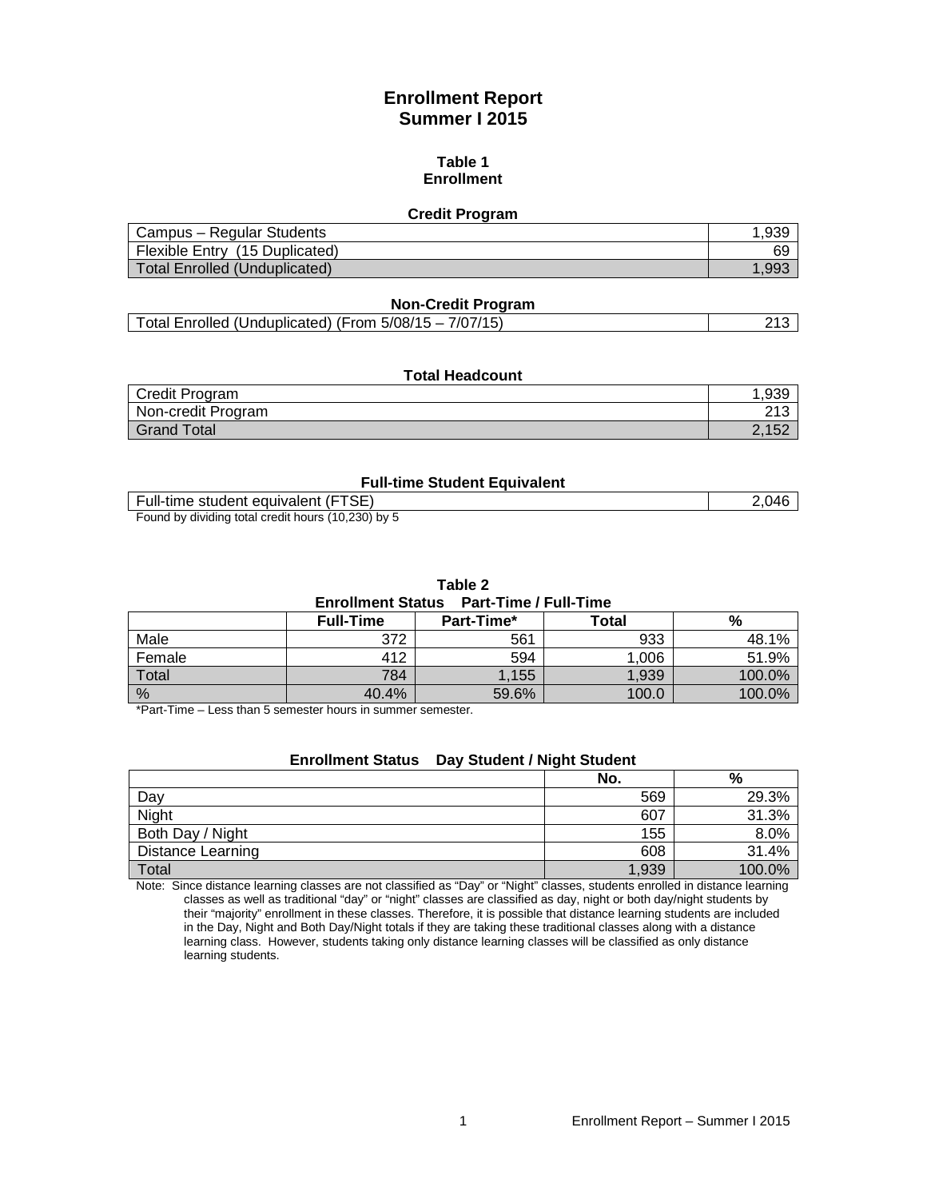# Enrollment Report
# Summer I 2015

## Table 1
## Enrollment

### Credit Program

| | |
|---|---|
| Campus – Regular Students | 1,939 |
| Flexible Entry (15 Duplicated) | 69 |
| Total Enrolled (Unduplicated) | 1,993 |

### Non-Credit Program

| | |
|---|---|
| Total Enrolled (Unduplicated) (From 5/08/15 – 7/07/15) | 213 |

### Total Headcount

| | |
|---|---|
| Credit Program | 1,939 |
| Non-credit Program | 213 |
| Grand Total | 2,152 |

### Full-time Student Equivalent

| | |
|---|---|
| Full-time student equivalent (FTSE) | 2,046 |

Found by dividing total credit hours (10,230) by 5

## Table 2
### Enrollment Status Part-Time / Full-Time

| | Full-Time | Part-Time* | Total | % |
|---|---|---|---|---|
| Male | 372 | 561 | 933 | 48.1% |
| Female | 412 | 594 | 1,006 | 51.9% |
| Total | 784 | 1,155 | 1,939 | 100.0% |
| % | 40.4% | 59.6% | 100.0 | 100.0% |

*Part-Time – Less than 5 semester hours in summer semester.

### Enrollment Status Day Student / Night Student

| | No. | % |
|---|---|---|
| Day | 569 | 29.3% |
| Night | 607 | 31.3% |
| Both Day / Night | 155 | 8.0% |
| Distance Learning | 608 | 31.4% |
| Total | 1,939 | 100.0% |

Note: Since distance learning classes are not classified as "Day" or "Night" classes, students enrolled in distance learning classes as well as traditional "day" or "night" classes are classified as day, night or both day/night students by their "majority" enrollment in these classes. Therefore, it is possible that distance learning students are included in the Day, Night and Both Day/Night totals if they are taking these traditional classes along with a distance learning class. However, students taking only distance learning classes will be classified as only distance learning students.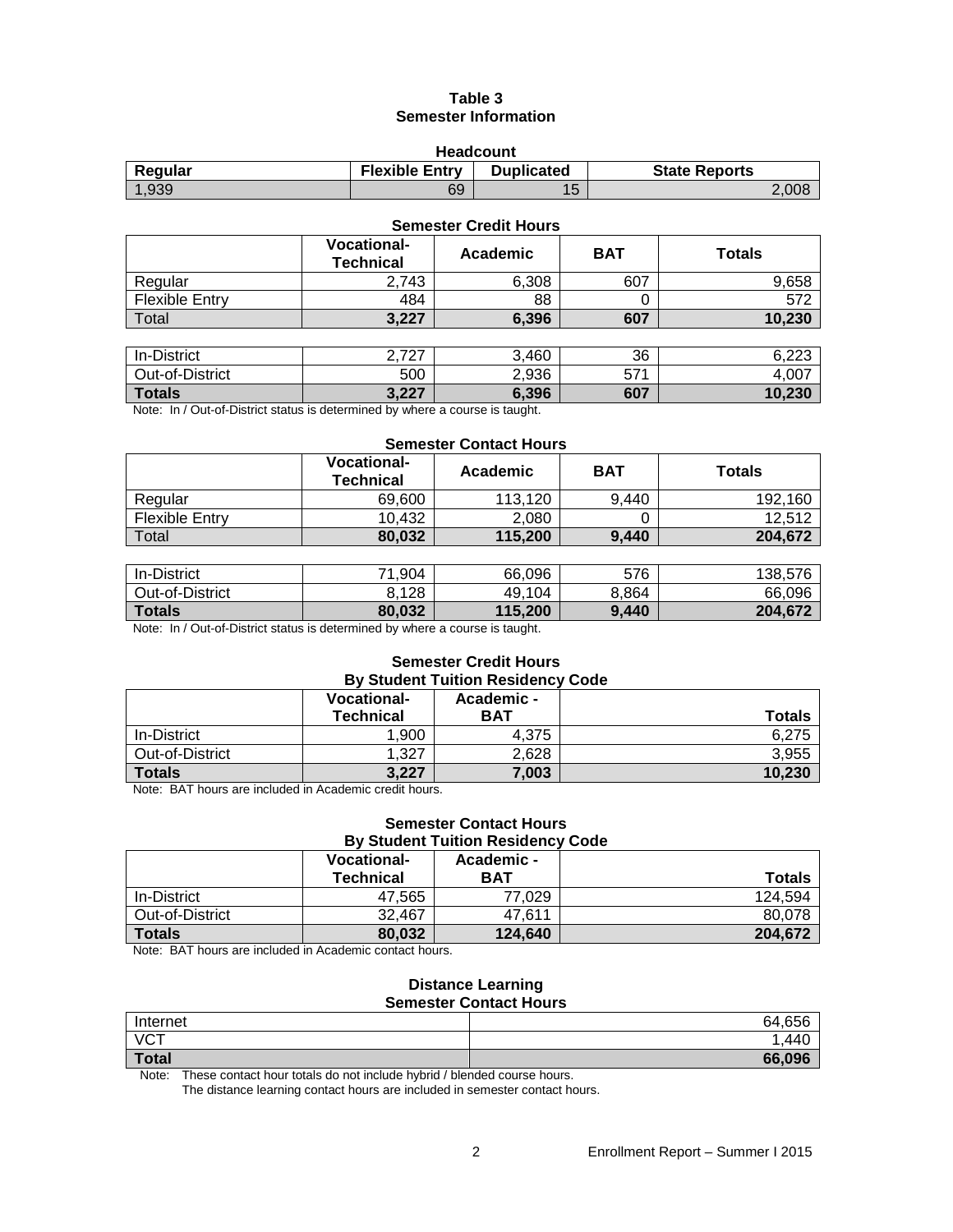# Table 3
## Semester Information

### Headcount

| Regular | Flexible Entry | Duplicated | State Reports |
|---|---|---|---|
| 1,939 | 69 | 15 | 2,008 |

### Semester Credit Hours

| | Vocational-Technical | Academic | BAT | Totals |
|---|---|---|---|---|
| Regular | 2,743 | 6,308 | 607 | 9,658 |
| Flexible Entry | 484 | 88 | 0 | 572 |
| Total | **3,227** | **6,396** | **607** | **10,230** |

| | Vocational-Technical | Academic | BAT | Totals |
|---|---|---|---|---|
| In-District | 2,727 | 3,460 | 36 | 6,223 |
| Out-of-District | 500 | 2,936 | 571 | 4,007 |
| **Totals** | **3,227** | **6,396** | **607** | **10,230** |

Note: In / Out-of-District status is determined by where a course is taught.

### Semester Contact Hours

| | Vocational-Technical | Academic | BAT | Totals |
|---|---|---|---|---|
| Regular | 69,600 | 113,120 | 9,440 | 192,160 |
| Flexible Entry | 10,432 | 2,080 | 0 | 12,512 |
| Total | **80,032** | **115,200** | **9,440** | **204,672** |

| | Vocational-Technical | Academic | BAT | Totals |
|---|---|---|---|---|
| In-District | 71,904 | 66,096 | 576 | 138,576 |
| Out-of-District | 8,128 | 49,104 | 8,864 | 66,096 |
| **Totals** | **80,032** | **115,200** | **9,440** | **204,672** |

Note: In / Out-of-District status is determined by where a course is taught.

### Semester Credit Hours
### By Student Tuition Residency Code

| | Vocational-Technical | Academic - BAT | Totals |
|---|---|---|---|
| In-District | 1,900 | 4,375 | 6,275 |
| Out-of-District | 1,327 | 2,628 | 3,955 |
| **Totals** | **3,227** | **7,003** | **10,230** |

Note: BAT hours are included in Academic credit hours.

### Semester Contact Hours
### By Student Tuition Residency Code

| | Vocational-Technical | Academic - BAT | Totals |
|---|---|---|---|
| In-District | 47,565 | 77,029 | 124,594 |
| Out-of-District | 32,467 | 47,611 | 80,078 |
| **Totals** | **80,032** | **124,640** | **204,672** |

Note: BAT hours are included in Academic contact hours.

### Distance Learning
### Semester Contact Hours

| | |
|---|---|
| Internet | 64,656 |
| VCT | 1,440 |
| **Total** | **66,096** |

Note: These contact hour totals do not include hybrid / blended course hours.
The distance learning contact hours are included in semester contact hours.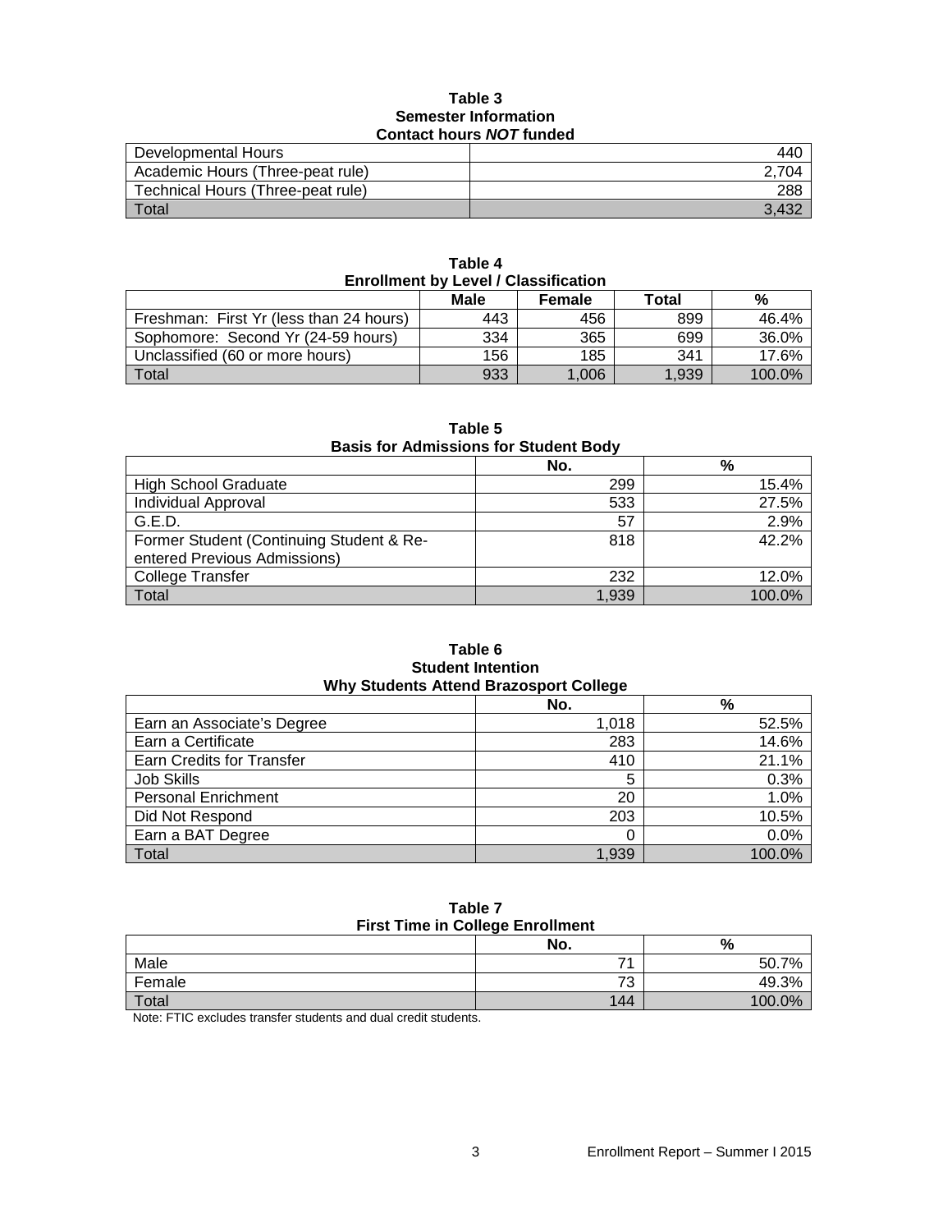**Table 3**
**Semester Information**
**Contact hours *NOT* funded**

| | |
|---|---:|
| Developmental Hours | 440 |
| Academic Hours (Three-peat rule) | 2,704 |
| Technical Hours (Three-peat rule) | 288 |
| Total | 3,432 |

**Table 4**
**Enrollment by Level / Classification**

| | Male | Female | Total | % |
|---|---:|---:|---:|---:|
| Freshman: First Yr (less than 24 hours) | 443 | 456 | 899 | 46.4% |
| Sophomore: Second Yr (24-59 hours) | 334 | 365 | 699 | 36.0% |
| Unclassified (60 or more hours) | 156 | 185 | 341 | 17.6% |
| Total | 933 | 1,006 | 1,939 | 100.0% |

**Table 5**
**Basis for Admissions for Student Body**

| | No. | % |
|---|---:|---:|
| High School Graduate | 299 | 15.4% |
| Individual Approval | 533 | 27.5% |
| G.E.D. | 57 | 2.9% |
| Former Student (Continuing Student & Re-entered Previous Admissions) | 818 | 42.2% |
| College Transfer | 232 | 12.0% |
| Total | 1,939 | 100.0% |

**Table 6**
**Student Intention**
**Why Students Attend Brazosport College**

| | No. | % |
|---|---:|---:|
| Earn an Associate's Degree | 1,018 | 52.5% |
| Earn a Certificate | 283 | 14.6% |
| Earn Credits for Transfer | 410 | 21.1% |
| Job Skills | 5 | 0.3% |
| Personal Enrichment | 20 | 1.0% |
| Did Not Respond | 203 | 10.5% |
| Earn a BAT Degree | 0 | 0.0% |
| Total | 1,939 | 100.0% |

**Table 7**
**First Time in College Enrollment**

| | No. | % |
|---|---:|---:|
| Male | 71 | 50.7% |
| Female | 73 | 49.3% |
| Total | 144 | 100.0% |

Note: FTIC excludes transfer students and dual credit students.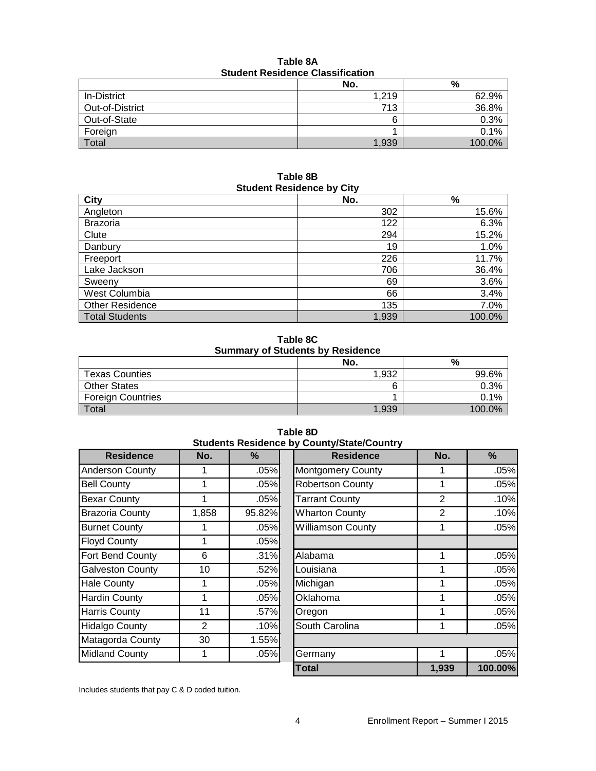**Table 8A**
**Student Residence Classification**

| | No. | % |
|---|---|---|
| In-District | 1,219 | 62.9% |
| Out-of-District | 713 | 36.8% |
| Out-of-State | 6 | 0.3% |
| Foreign | 1 | 0.1% |
| Total | 1,939 | 100.0% |

**Table 8B**
**Student Residence by City**

| City | No. | % |
|---|---|---|
| Angleton | 302 | 15.6% |
| Brazoria | 122 | 6.3% |
| Clute | 294 | 15.2% |
| Danbury | 19 | 1.0% |
| Freeport | 226 | 11.7% |
| Lake Jackson | 706 | 36.4% |
| Sweeny | 69 | 3.6% |
| West Columbia | 66 | 3.4% |
| Other Residence | 135 | 7.0% |
| Total Students | 1,939 | 100.0% |

**Table 8C**
**Summary of Students by Residence**

| | No. | % |
|---|---|---|
| Texas Counties | 1,932 | 99.6% |
| Other States | 6 | 0.3% |
| Foreign Countries | 1 | 0.1% |
| Total | 1,939 | 100.0% |

**Table 8D**
**Students Residence by County/State/Country**

| Residence | No. | % | Residence | No. | % |
|---|---|---|---|---|---|
| Anderson County | 1 | .05% | Montgomery County | 1 | .05% |
| Bell County | 1 | .05% | Robertson County | 1 | .05% |
| Bexar County | 1 | .05% | Tarrant County | 2 | .10% |
| Brazoria County | 1,858 | 95.82% | Wharton County | 2 | .10% |
| Burnet County | 1 | .05% | Williamson County | 1 | .05% |
| Floyd County | 1 | .05% | | | |
| Fort Bend County | 6 | .31% | Alabama | 1 | .05% |
| Galveston County | 10 | .52% | Louisiana | 1 | .05% |
| Hale County | 1 | .05% | Michigan | 1 | .05% |
| Hardin County | 1 | .05% | Oklahoma | 1 | .05% |
| Harris County | 11 | .57% | Oregon | 1 | .05% |
| Hidalgo County | 2 | .10% | South Carolina | 1 | .05% |
| Matagorda County | 30 | 1.55% | | | |
| Midland County | 1 | .05% | Germany | 1 | .05% |
| | | | **Total** | **1,939** | **100.00%** |

Includes students that pay C & D coded tuition.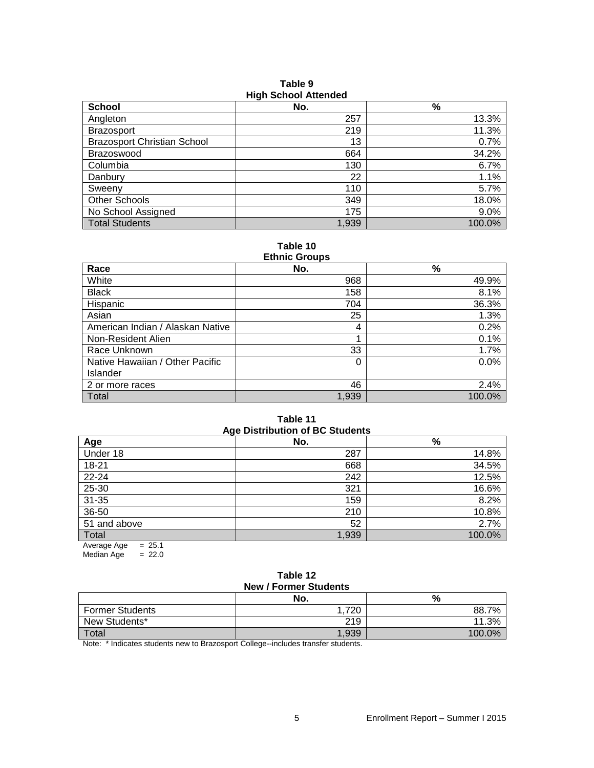**Table 9**
**High School Attended**

| School | No. | % |
|---|---|---|
| Angleton | 257 | 13.3% |
| Brazosport | 219 | 11.3% |
| Brazosport Christian School | 13 | 0.7% |
| Brazoswood | 664 | 34.2% |
| Columbia | 130 | 6.7% |
| Danbury | 22 | 1.1% |
| Sweeny | 110 | 5.7% |
| Other Schools | 349 | 18.0% |
| No School Assigned | 175 | 9.0% |
| Total Students | 1,939 | 100.0% |

**Table 10**
**Ethnic Groups**

| Race | No. | % |
|---|---|---|
| White | 968 | 49.9% |
| Black | 158 | 8.1% |
| Hispanic | 704 | 36.3% |
| Asian | 25 | 1.3% |
| American Indian / Alaskan Native | 4 | 0.2% |
| Non-Resident Alien | 1 | 0.1% |
| Race Unknown | 33 | 1.7% |
| Native Hawaiian / Other Pacific Islander | 0 | 0.0% |
| 2 or more races | 46 | 2.4% |
| Total | 1,939 | 100.0% |

**Table 11**
**Age Distribution of BC Students**

| Age | No. | % |
|---|---|---|
| Under 18 | 287 | 14.8% |
| 18-21 | 668 | 34.5% |
| 22-24 | 242 | 12.5% |
| 25-30 | 321 | 16.6% |
| 31-35 | 159 | 8.2% |
| 36-50 | 210 | 10.8% |
| 51 and above | 52 | 2.7% |
| Total | 1,939 | 100.0% |

Average Age = 25.1
Median Age = 22.0

**Table 12**
**New / Former Students**

| | No. | % |
|---|---|---|
| Former Students | 1,720 | 88.7% |
| New Students* | 219 | 11.3% |
| Total | 1,939 | 100.0% |

Note: * Indicates students new to Brazosport College--includes transfer students.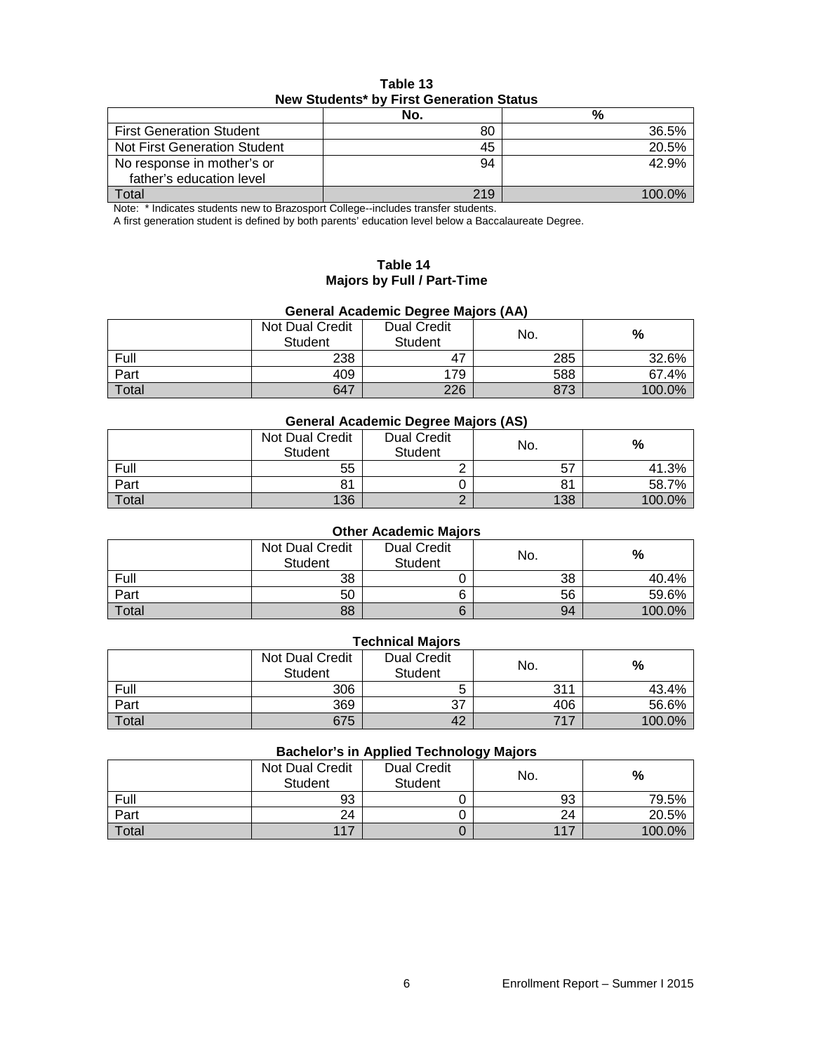**Table 13**
**New Students* by First Generation Status**

| | No. | % |
|---|---|---|
| First Generation Student | 80 | 36.5% |
| Not First Generation Student | 45 | 20.5% |
| No response in mother's or father's education level | 94 | 42.9% |
| Total | 219 | 100.0% |

Note: * Indicates students new to Brazosport College--includes transfer students.
A first generation student is defined by both parents' education level below a Baccalaureate Degree.

**Table 14**
**Majors by Full / Part-Time**

**General Academic Degree Majors (AA)**

| | Not Dual Credit Student | Dual Credit Student | No. | % |
|---|---|---|---|---|
| Full | 238 | 47 | 285 | 32.6% |
| Part | 409 | 179 | 588 | 67.4% |
| Total | 647 | 226 | 873 | 100.0% |

**General Academic Degree Majors (AS)**

| | Not Dual Credit Student | Dual Credit Student | No. | % |
|---|---|---|---|---|
| Full | 55 | 2 | 57 | 41.3% |
| Part | 81 | 0 | 81 | 58.7% |
| Total | 136 | 2 | 138 | 100.0% |

**Other Academic Majors**

| | Not Dual Credit Student | Dual Credit Student | No. | % |
|---|---|---|---|---|
| Full | 38 | 0 | 38 | 40.4% |
| Part | 50 | 6 | 56 | 59.6% |
| Total | 88 | 6 | 94 | 100.0% |

**Technical Majors**

| | Not Dual Credit Student | Dual Credit Student | No. | % |
|---|---|---|---|---|
| Full | 306 | 5 | 311 | 43.4% |
| Part | 369 | 37 | 406 | 56.6% |
| Total | 675 | 42 | 717 | 100.0% |

**Bachelor's in Applied Technology Majors**

| | Not Dual Credit Student | Dual Credit Student | No. | % |
|---|---|---|---|---|
| Full | 93 | 0 | 93 | 79.5% |
| Part | 24 | 0 | 24 | 20.5% |
| Total | 117 | 0 | 117 | 100.0% |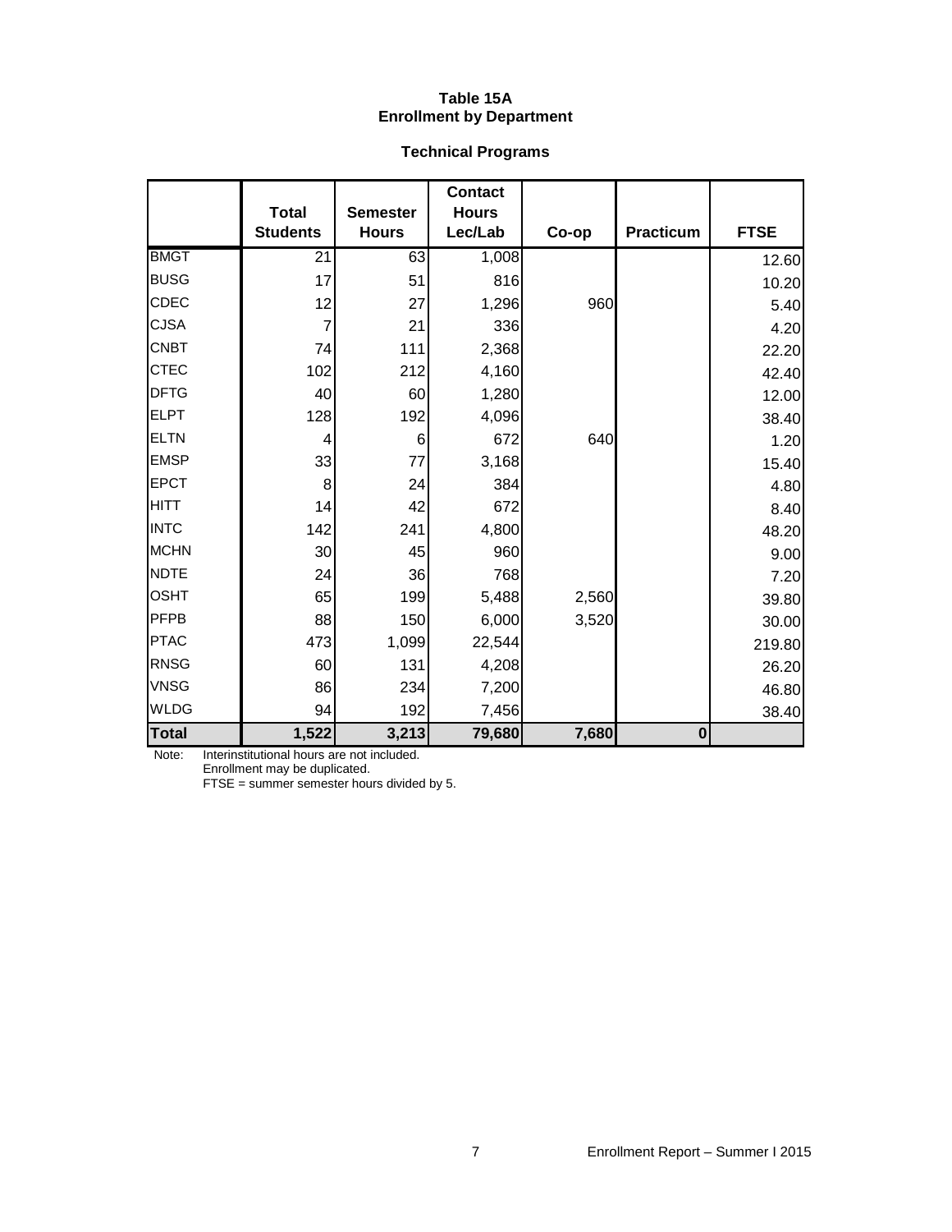# Table 15A
## Enrollment by Department

### Technical Programs

| | Total Students | Semester Hours | Contact Hours Lec/Lab | Co-op | Practicum | FTSE |
|---|---|---|---|---|---|---|
| BMGT | 21 | 63 | 1,008 | | | 12.60 |
| BUSG | 17 | 51 | 816 | | | 10.20 |
| CDEC | 12 | 27 | 1,296 | 960 | | 5.40 |
| CJSA | 7 | 21 | 336 | | | 4.20 |
| CNBT | 74 | 111 | 2,368 | | | 22.20 |
| CTEC | 102 | 212 | 4,160 | | | 42.40 |
| DFTG | 40 | 60 | 1,280 | | | 12.00 |
| ELPT | 128 | 192 | 4,096 | | | 38.40 |
| ELTN | 4 | 6 | 672 | 640 | | 1.20 |
| EMSP | 33 | 77 | 3,168 | | | 15.40 |
| EPCT | 8 | 24 | 384 | | | 4.80 |
| HITT | 14 | 42 | 672 | | | 8.40 |
| INTC | 142 | 241 | 4,800 | | | 48.20 |
| MCHN | 30 | 45 | 960 | | | 9.00 |
| NDTE | 24 | 36 | 768 | | | 7.20 |
| OSHT | 65 | 199 | 5,488 | 2,560 | | 39.80 |
| PFPB | 88 | 150 | 6,000 | 3,520 | | 30.00 |
| PTAC | 473 | 1,099 | 22,544 | | | 219.80 |
| RNSG | 60 | 131 | 4,208 | | | 26.20 |
| VNSG | 86 | 234 | 7,200 | | | 46.80 |
| WLDG | 94 | 192 | 7,456 | | | 38.40 |
| **Total** | **1,522** | **3,213** | **79,680** | **7,680** | **0** | |

Note: Interinstitutional hours are not included.
Enrollment may be duplicated.
FTSE = summer semester hours divided by 5.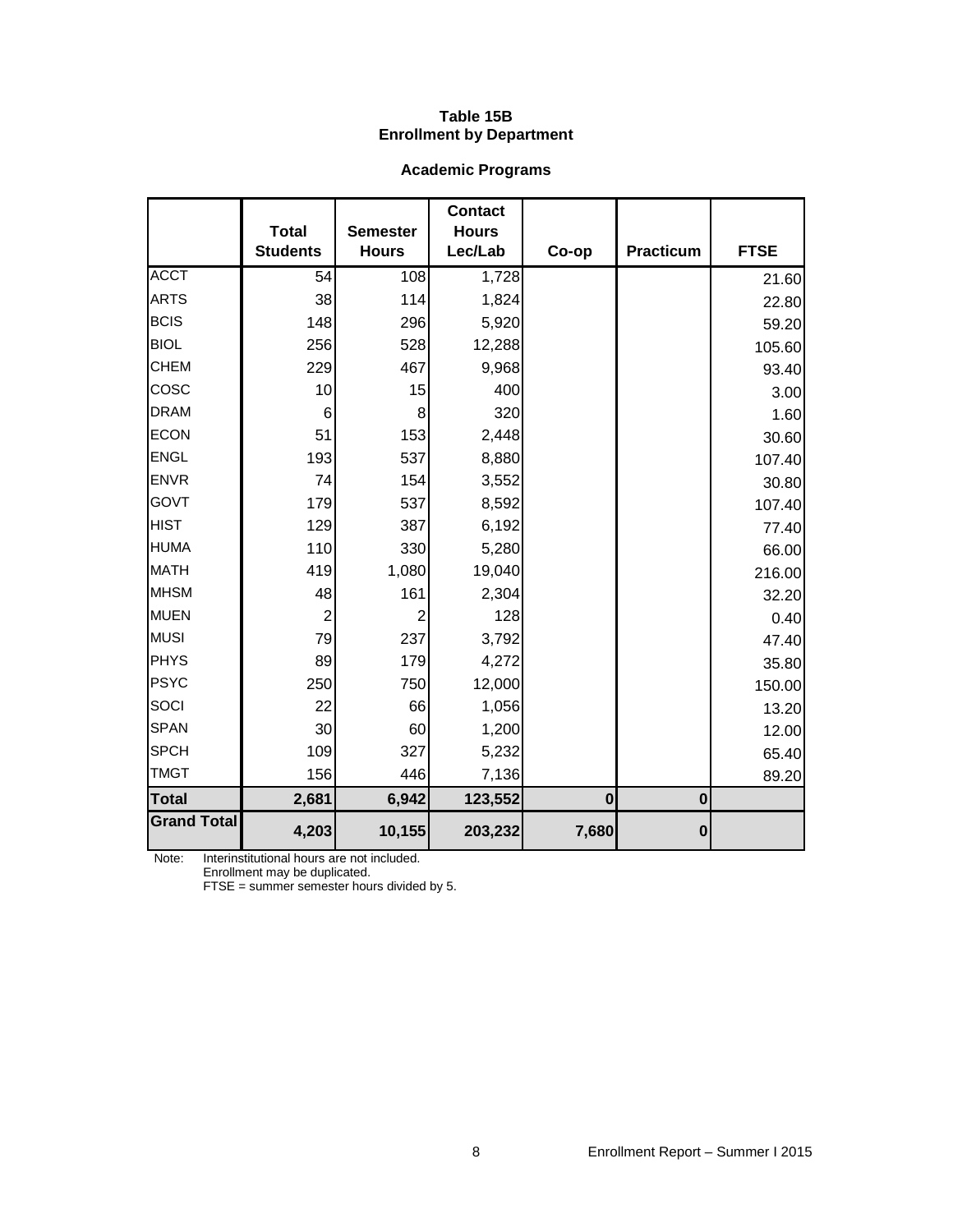**Table 15B**
**Enrollment by Department**

**Academic Programs**

| | Total Students | Semester Hours | Contact Hours Lec/Lab | Co-op | Practicum | FTSE |
|---|---|---|---|---|---|---|
| ACCT | 54 | 108 | 1,728 | | | 21.60 |
| ARTS | 38 | 114 | 1,824 | | | 22.80 |
| BCIS | 148 | 296 | 5,920 | | | 59.20 |
| BIOL | 256 | 528 | 12,288 | | | 105.60 |
| CHEM | 229 | 467 | 9,968 | | | 93.40 |
| COSC | 10 | 15 | 400 | | | 3.00 |
| DRAM | 6 | 8 | 320 | | | 1.60 |
| ECON | 51 | 153 | 2,448 | | | 30.60 |
| ENGL | 193 | 537 | 8,880 | | | 107.40 |
| ENVR | 74 | 154 | 3,552 | | | 30.80 |
| GOVT | 179 | 537 | 8,592 | | | 107.40 |
| HIST | 129 | 387 | 6,192 | | | 77.40 |
| HUMA | 110 | 330 | 5,280 | | | 66.00 |
| MATH | 419 | 1,080 | 19,040 | | | 216.00 |
| MHSM | 48 | 161 | 2,304 | | | 32.20 |
| MUEN | 2 | 2 | 128 | | | 0.40 |
| MUSI | 79 | 237 | 3,792 | | | 47.40 |
| PHYS | 89 | 179 | 4,272 | | | 35.80 |
| PSYC | 250 | 750 | 12,000 | | | 150.00 |
| SOCI | 22 | 66 | 1,056 | | | 13.20 |
| SPAN | 30 | 60 | 1,200 | | | 12.00 |
| SPCH | 109 | 327 | 5,232 | | | 65.40 |
| TMGT | 156 | 446 | 7,136 | | | 89.20 |
| **Total** | **2,681** | **6,942** | **123,552** | **0** | **0** | |
| **Grand Total** | **4,203** | **10,155** | **203,232** | **7,680** | **0** | |

Note: Interinstitutional hours are not included.
Enrollment may be duplicated.
FTSE = summer semester hours divided by 5.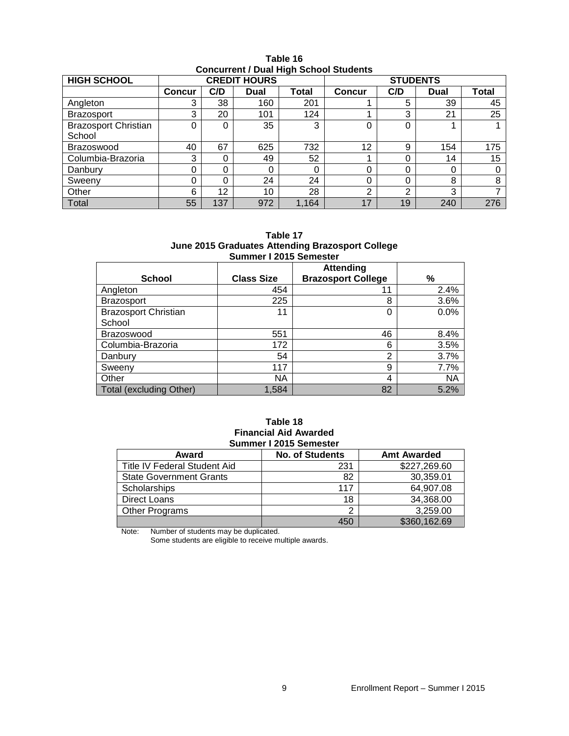**Table 16**
**Concurrent / Dual High School Students**

| HIGH SCHOOL | CREDIT HOURS | | | | STUDENTS | | | |
|---|---|---|---|---|---|---|---|---|
| | Concur | C/D | Dual | Total | Concur | C/D | Dual | Total |
| Angleton | 3 | 38 | 160 | 201 | 1 | 5 | 39 | 45 |
| Brazosport | 3 | 20 | 101 | 124 | 1 | 3 | 21 | 25 |
| Brazosport Christian School | 0 | 0 | 35 | 3 | 0 | 0 | 1 | 1 |
| Brazoswood | 40 | 67 | 625 | 732 | 12 | 9 | 154 | 175 |
| Columbia-Brazoria | 3 | 0 | 49 | 52 | 1 | 0 | 14 | 15 |
| Danbury | 0 | 0 | 0 | 0 | 0 | 0 | 0 | 0 |
| Sweeny | 0 | 0 | 24 | 24 | 0 | 0 | 8 | 8 |
| Other | 6 | 12 | 10 | 28 | 2 | 2 | 3 | 7 |
| Total | 55 | 137 | 972 | 1,164 | 17 | 19 | 240 | 276 |

**Table 17**
**June 2015 Graduates Attending Brazosport College**
**Summer I 2015 Semester**

| School | Class Size | Attending Brazosport College | % |
|---|---|---|---|
| Angleton | 454 | 11 | 2.4% |
| Brazosport | 225 | 8 | 3.6% |
| Brazosport Christian School | 11 | 0 | 0.0% |
| Brazoswood | 551 | 46 | 8.4% |
| Columbia-Brazoria | 172 | 6 | 3.5% |
| Danbury | 54 | 2 | 3.7% |
| Sweeny | 117 | 9 | 7.7% |
| Other | NA | 4 | NA |
| Total (excluding Other) | 1,584 | 82 | 5.2% |

**Table 18**
**Financial Aid Awarded**
**Summer I 2015 Semester**

| Award | No. of Students | Amt Awarded |
|---|---|---|
| Title IV Federal Student Aid | 231 | $227,269.60 |
| State Government Grants | 82 | 30,359.01 |
| Scholarships | 117 | 64,907.08 |
| Direct Loans | 18 | 34,368.00 |
| Other Programs | 2 | 3,259.00 |
| | 450 | $360,162.69 |

Note: Number of students may be duplicated.
Some students are eligible to receive multiple awards.